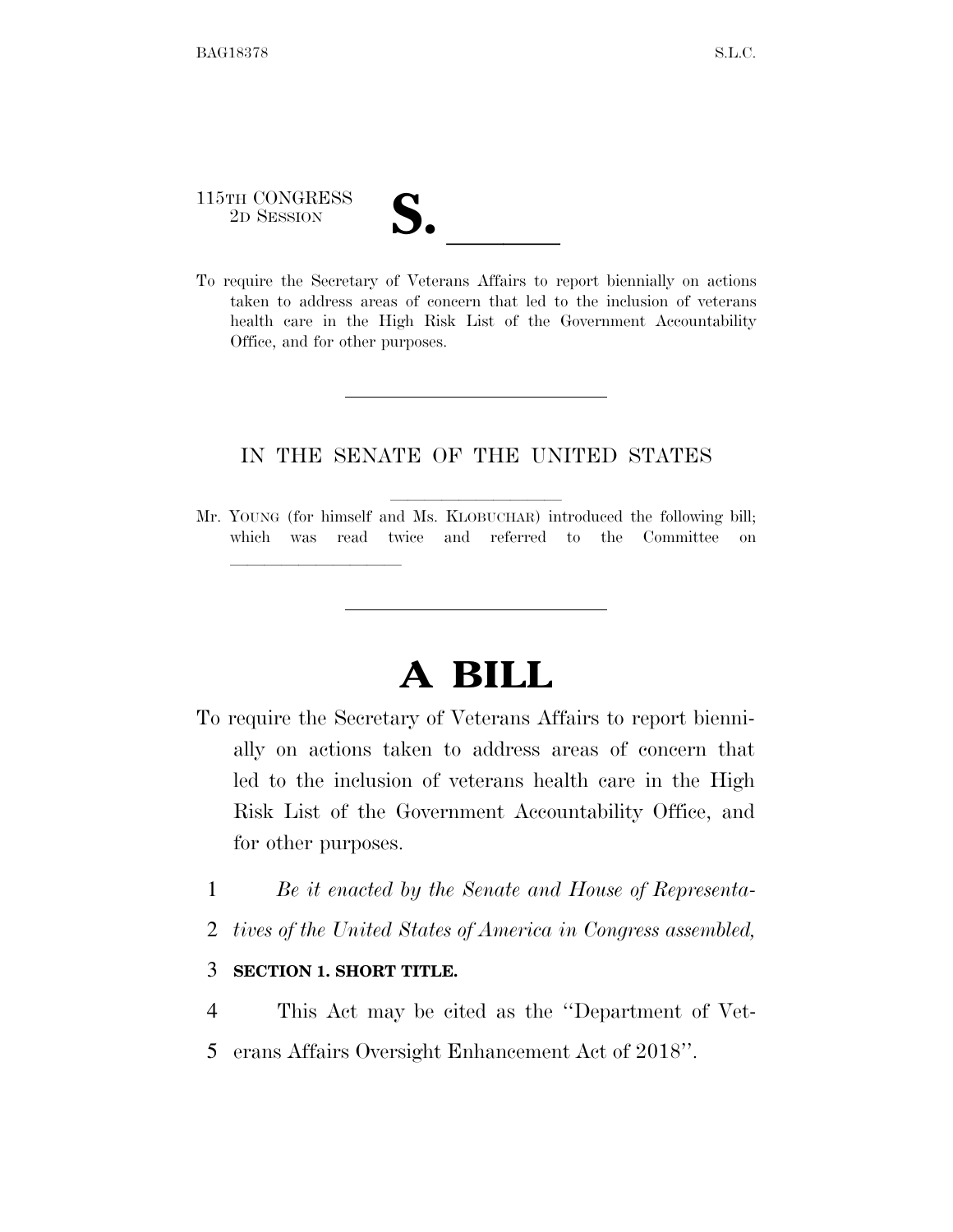115TH CONGRESS
2D SESSION

# S. \_\_\_\_\_\_

To require the Secretary of Veterans Affairs to report biennially on actions taken to address areas of concern that led to the inclusion of veterans health care in the High Risk List of the Government Accountability Office, and for other purposes.

---

IN THE SENATE OF THE UNITED STATES

Mr. YOUNG (for himself and Ms. KLOBUCHAR) introduced the following bill; which was read twice and referred to the Committee on \_\_\_\_\_\_\_\_\_\_

---

# A BILL

To require the Secretary of Veterans Affairs to report biennially on actions taken to address areas of concern that led to the inclusion of veterans health care in the High Risk List of the Government Accountability Office, and for other purposes.

1 *Be it enacted by the Senate and House of Representa-*
2 *tives of the United States of America in Congress assembled,*

3 **SECTION 1. SHORT TITLE.**

4 This Act may be cited as the "Department of Vet-
5 erans Affairs Oversight Enhancement Act of 2018".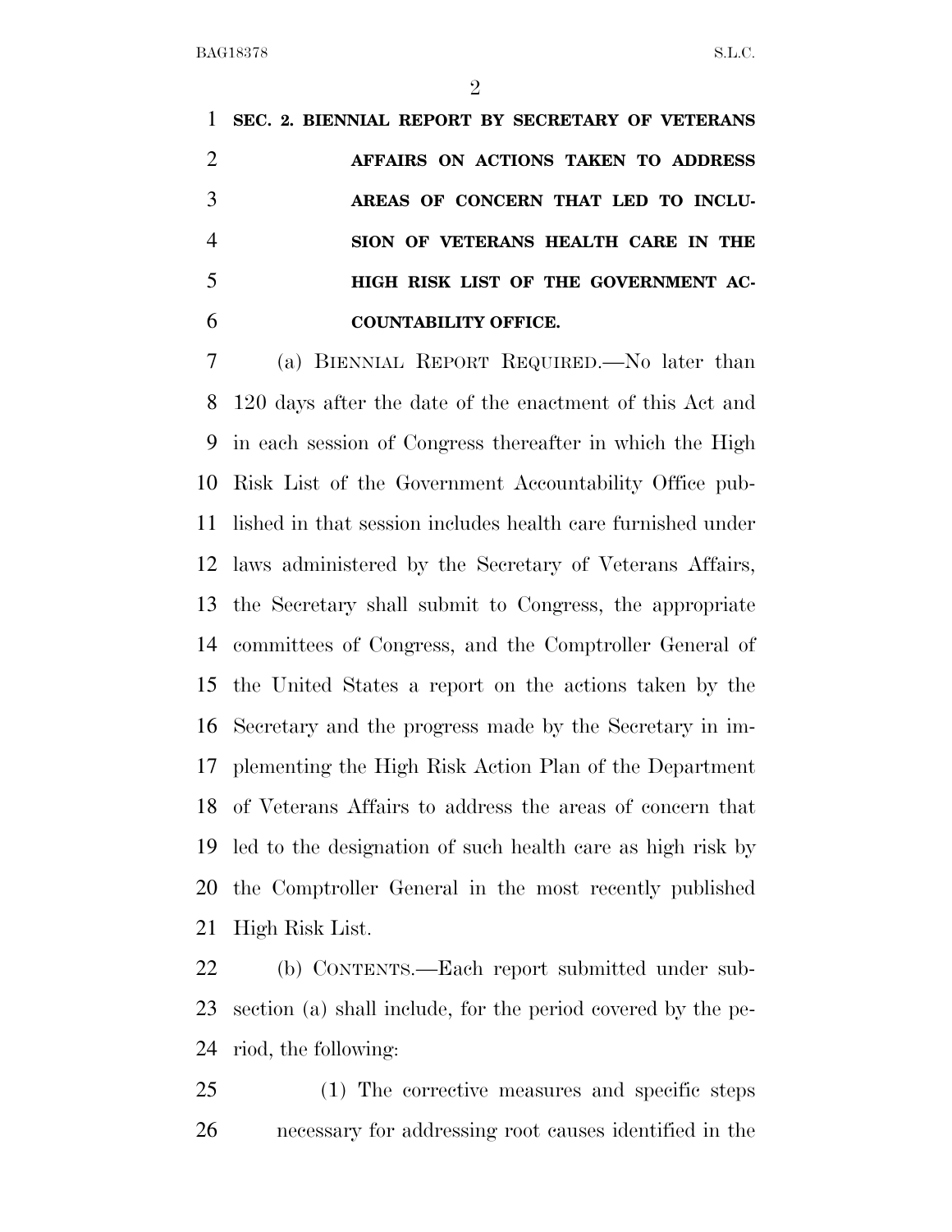**SEC. 2. BIENNIAL REPORT BY SECRETARY OF VETERANS AFFAIRS ON ACTIONS TAKEN TO ADDRESS AREAS OF CONCERN THAT LED TO INCLUSION OF VETERANS HEALTH CARE IN THE HIGH RISK LIST OF THE GOVERNMENT ACCOUNTABILITY OFFICE.**

(a) BIENNIAL REPORT REQUIRED.—No later than 120 days after the date of the enactment of this Act and in each session of Congress thereafter in which the High Risk List of the Government Accountability Office published in that session includes health care furnished under laws administered by the Secretary of Veterans Affairs, the Secretary shall submit to Congress, the appropriate committees of Congress, and the Comptroller General of the United States a report on the actions taken by the Secretary and the progress made by the Secretary in implementing the High Risk Action Plan of the Department of Veterans Affairs to address the areas of concern that led to the designation of such health care as high risk by the Comptroller General in the most recently published High Risk List.

(b) CONTENTS.—Each report submitted under subsection (a) shall include, for the period covered by the period, the following:

(1) The corrective measures and specific steps necessary for addressing root causes identified in the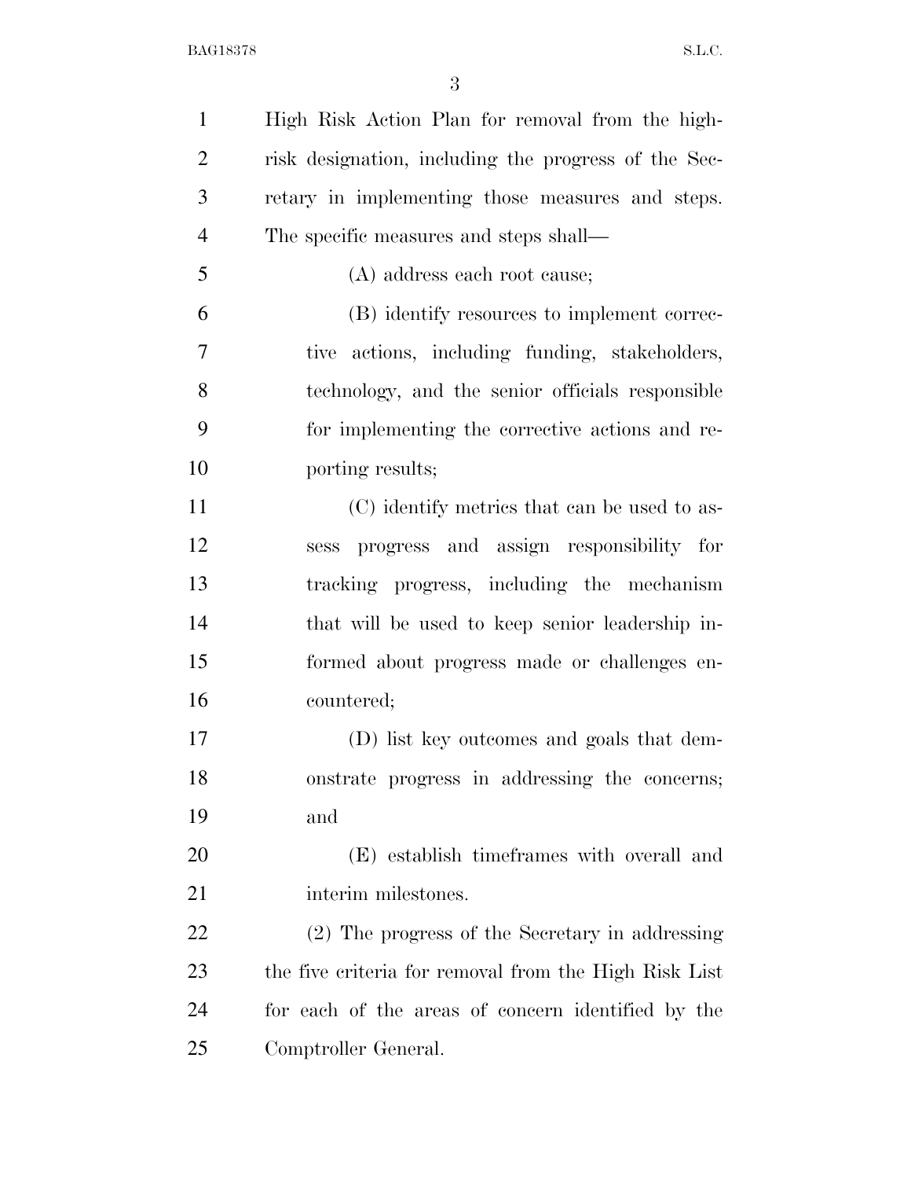High Risk Action Plan for removal from the high-risk designation, including the progress of the Secretary in implementing those measures and steps. The specific measures and steps shall—

(A) address each root cause;

(B) identify resources to implement corrective actions, including funding, stakeholders, technology, and the senior officials responsible for implementing the corrective actions and reporting results;

(C) identify metrics that can be used to assess progress and assign responsibility for tracking progress, including the mechanism that will be used to keep senior leadership informed about progress made or challenges encountered;

(D) list key outcomes and goals that demonstrate progress in addressing the concerns; and

(E) establish timeframes with overall and interim milestones.

(2) The progress of the Secretary in addressing the five criteria for removal from the High Risk List for each of the areas of concern identified by the Comptroller General.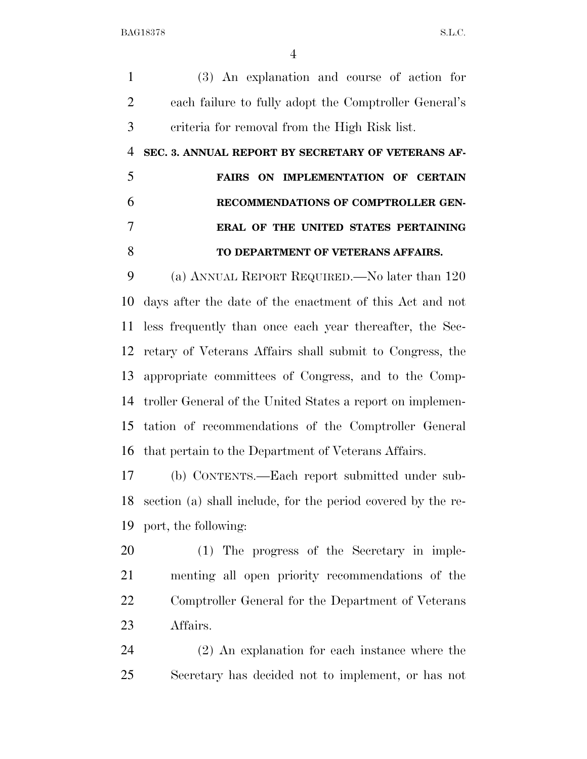(3) An explanation and course of action for each failure to fully adopt the Comptroller General's criteria for removal from the High Risk list.

## SEC. 3. ANNUAL REPORT BY SECRETARY OF VETERANS AFFAIRS ON IMPLEMENTATION OF CERTAIN RECOMMENDATIONS OF COMPTROLLER GENERAL OF THE UNITED STATES PERTAINING TO DEPARTMENT OF VETERANS AFFAIRS.

(a) ANNUAL REPORT REQUIRED.—No later than 120 days after the date of the enactment of this Act and not less frequently than once each year thereafter, the Secretary of Veterans Affairs shall submit to Congress, the appropriate committees of Congress, and to the Comptroller General of the United States a report on implementation of recommendations of the Comptroller General that pertain to the Department of Veterans Affairs.

(b) CONTENTS.—Each report submitted under subsection (a) shall include, for the period covered by the report, the following:

(1) The progress of the Secretary in implementing all open priority recommendations of the Comptroller General for the Department of Veterans Affairs.

(2) An explanation for each instance where the Secretary has decided not to implement, or has not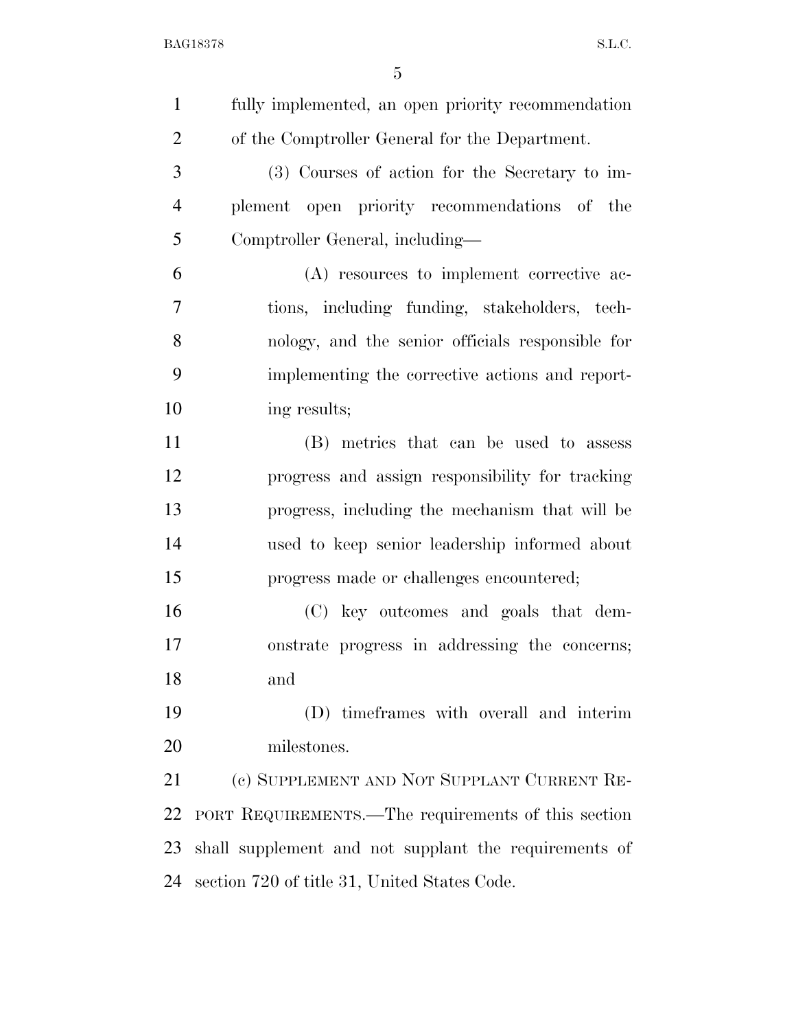fully implemented, an open priority recommendation of the Comptroller General for the Department.

(3) Courses of action for the Secretary to implement open priority recommendations of the Comptroller General, including—

(A) resources to implement corrective actions, including funding, stakeholders, technology, and the senior officials responsible for implementing the corrective actions and reporting results;

(B) metrics that can be used to assess progress and assign responsibility for tracking progress, including the mechanism that will be used to keep senior leadership informed about progress made or challenges encountered;

(C) key outcomes and goals that demonstrate progress in addressing the concerns; and

(D) timeframes with overall and interim milestones.

(c) SUPPLEMENT AND NOT SUPPLANT CURRENT REPORT REQUIREMENTS.—The requirements of this section shall supplement and not supplant the requirements of section 720 of title 31, United States Code.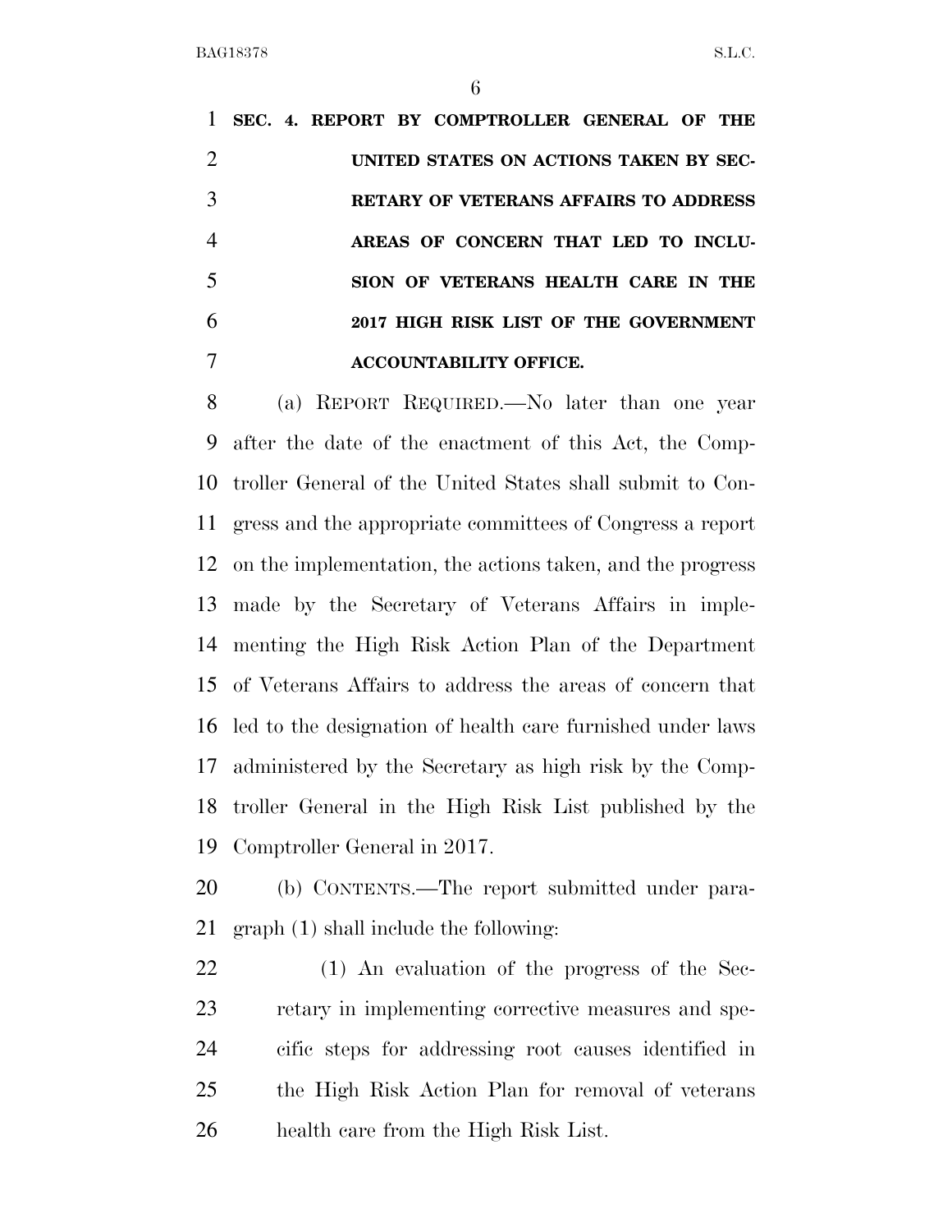**SEC. 4. REPORT BY COMPTROLLER GENERAL OF THE UNITED STATES ON ACTIONS TAKEN BY SECRETARY OF VETERANS AFFAIRS TO ADDRESS AREAS OF CONCERN THAT LED TO INCLUSION OF VETERANS HEALTH CARE IN THE 2017 HIGH RISK LIST OF THE GOVERNMENT ACCOUNTABILITY OFFICE.**

(a) REPORT REQUIRED.—No later than one year after the date of the enactment of this Act, the Comptroller General of the United States shall submit to Congress and the appropriate committees of Congress a report on the implementation, the actions taken, and the progress made by the Secretary of Veterans Affairs in implementing the High Risk Action Plan of the Department of Veterans Affairs to address the areas of concern that led to the designation of health care furnished under laws administered by the Secretary as high risk by the Comptroller General in the High Risk List published by the Comptroller General in 2017.

(b) CONTENTS.—The report submitted under paragraph (1) shall include the following:

(1) An evaluation of the progress of the Secretary in implementing corrective measures and specific steps for addressing root causes identified in the High Risk Action Plan for removal of veterans health care from the High Risk List.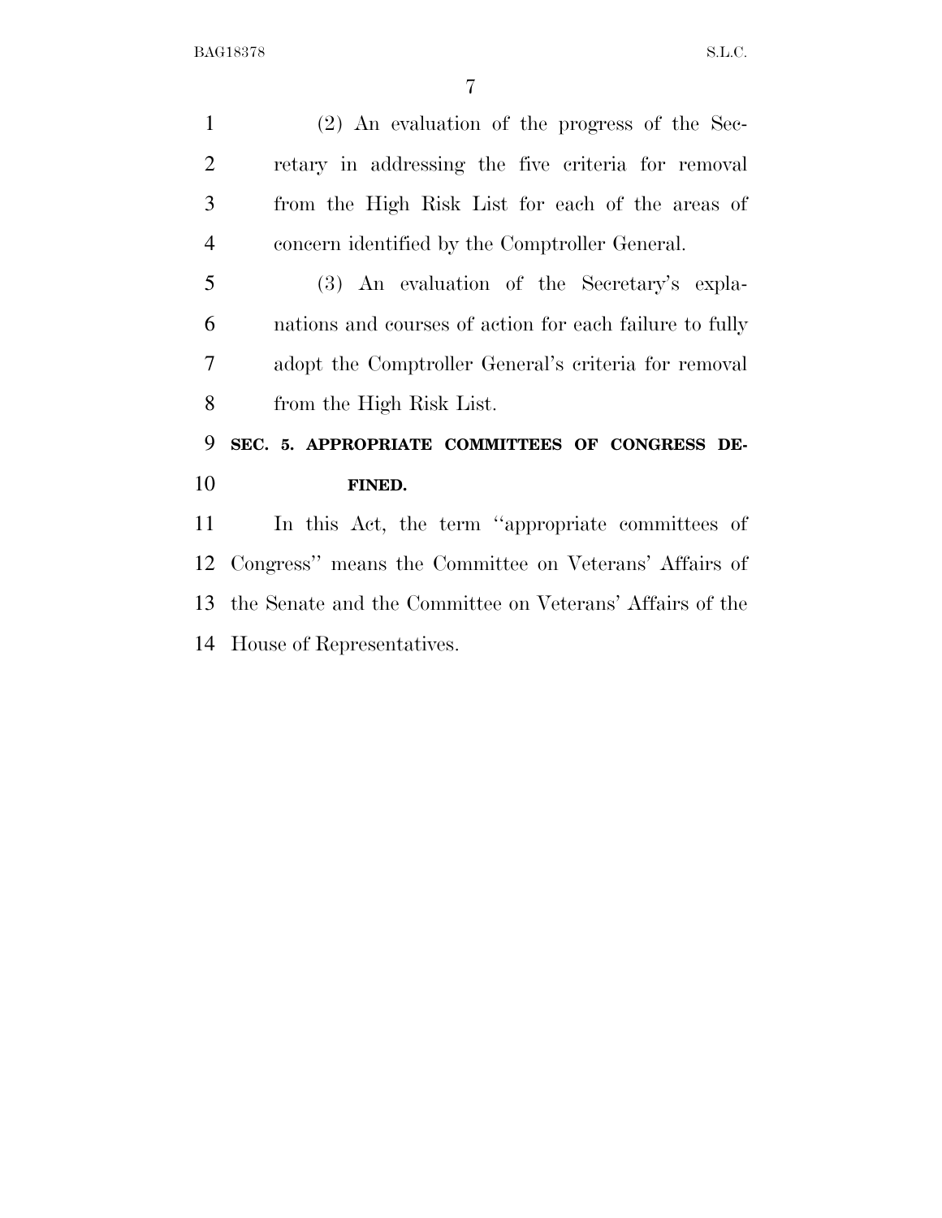(2) An evaluation of the progress of the Secretary in addressing the five criteria for removal from the High Risk List for each of the areas of concern identified by the Comptroller General.

(3) An evaluation of the Secretary's explanations and courses of action for each failure to fully adopt the Comptroller General's criteria for removal from the High Risk List.

## SEC. 5. APPROPRIATE COMMITTEES OF CONGRESS DEFINED.

In this Act, the term ''appropriate committees of Congress'' means the Committee on Veterans' Affairs of the Senate and the Committee on Veterans' Affairs of the House of Representatives.